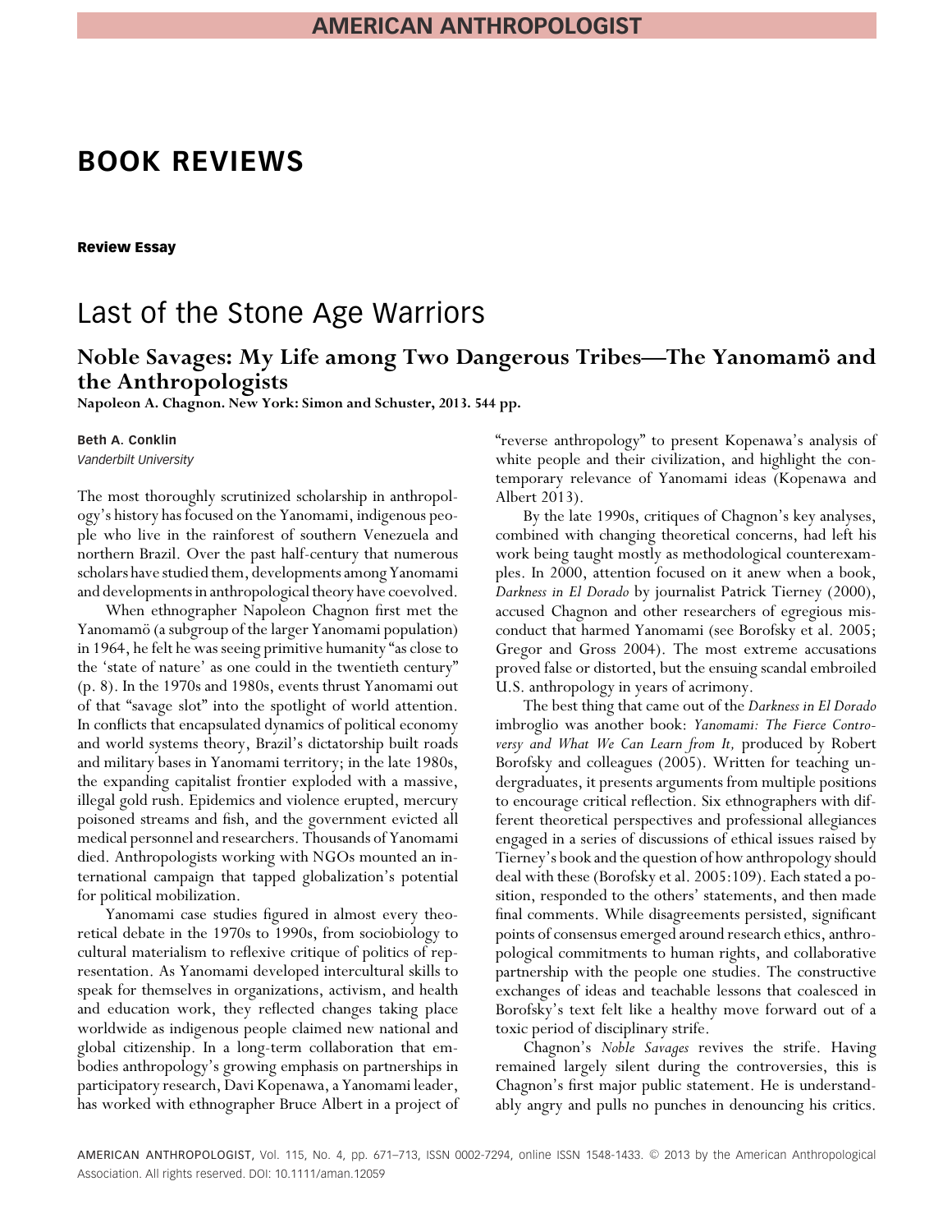# BOOK REVIEWS

**Review Essay**

## Last of the Stone Age Warriors

### Noble Savages: My Life among Two Dangerous Tribes—The Yanomamö and the Anthropologists

**Napoleon A. Chagnon. New York: Simon and Schuster, 2013. 544 pp.**

**Beth A. Conklin**
*Vanderbilt University*

The most thoroughly scrutinized scholarship in anthropology's history has focused on the Yanomami, indigenous people who live in the rainforest of southern Venezuela and northern Brazil. Over the past half-century that numerous scholars have studied them, developments among Yanomami and developments in anthropological theory have coevolved.

When ethnographer Napoleon Chagnon first met the Yanomamö (a subgroup of the larger Yanomami population) in 1964, he felt he was seeing primitive humanity "as close to the 'state of nature' as one could in the twentieth century" (p. 8). In the 1970s and 1980s, events thrust Yanomami out of that "savage slot" into the spotlight of world attention. In conflicts that encapsulated dynamics of political economy and world systems theory, Brazil's dictatorship built roads and military bases in Yanomami territory; in the late 1980s, the expanding capitalist frontier exploded with a massive, illegal gold rush. Epidemics and violence erupted, mercury poisoned streams and fish, and the government evicted all medical personnel and researchers. Thousands of Yanomami died. Anthropologists working with NGOs mounted an international campaign that tapped globalization's potential for political mobilization.

Yanomami case studies figured in almost every theoretical debate in the 1970s to 1990s, from sociobiology to cultural materialism to reflexive critique of politics of representation. As Yanomami developed intercultural skills to speak for themselves in organizations, activism, and health and education work, they reflected changes taking place worldwide as indigenous people claimed new national and global citizenship. In a long-term collaboration that embodies anthropology's growing emphasis on partnerships in participatory research, Davi Kopenawa, a Yanomami leader, has worked with ethnographer Bruce Albert in a project of "reverse anthropology" to present Kopenawa's analysis of white people and their civilization, and highlight the contemporary relevance of Yanomami ideas (Kopenawa and Albert 2013).

By the late 1990s, critiques of Chagnon's key analyses, combined with changing theoretical concerns, had left his work being taught mostly as methodological counterexamples. In 2000, attention focused on it anew when a book, *Darkness in El Dorado* by journalist Patrick Tierney (2000), accused Chagnon and other researchers of egregious misconduct that harmed Yanomami (see Borofsky et al. 2005; Gregor and Gross 2004). The most extreme accusations proved false or distorted, but the ensuing scandal embroiled U.S. anthropology in years of acrimony.

The best thing that came out of the *Darkness in El Dorado* imbroglio was another book: *Yanomami: The Fierce Controversy and What We Can Learn from It,* produced by Robert Borofsky and colleagues (2005). Written for teaching undergraduates, it presents arguments from multiple positions to encourage critical reflection. Six ethnographers with different theoretical perspectives and professional allegiances engaged in a series of discussions of ethical issues raised by Tierney's book and the question of how anthropology should deal with these (Borofsky et al. 2005:109). Each stated a position, responded to the others' statements, and then made final comments. While disagreements persisted, significant points of consensus emerged around research ethics, anthropological commitments to human rights, and collaborative partnership with the people one studies. The constructive exchanges of ideas and teachable lessons that coalesced in Borofsky's text felt like a healthy move forward out of a toxic period of disciplinary strife.

Chagnon's *Noble Savages* revives the strife. Having remained largely silent during the controversies, this is Chagnon's first major public statement. He is understandably angry and pulls no punches in denouncing his critics.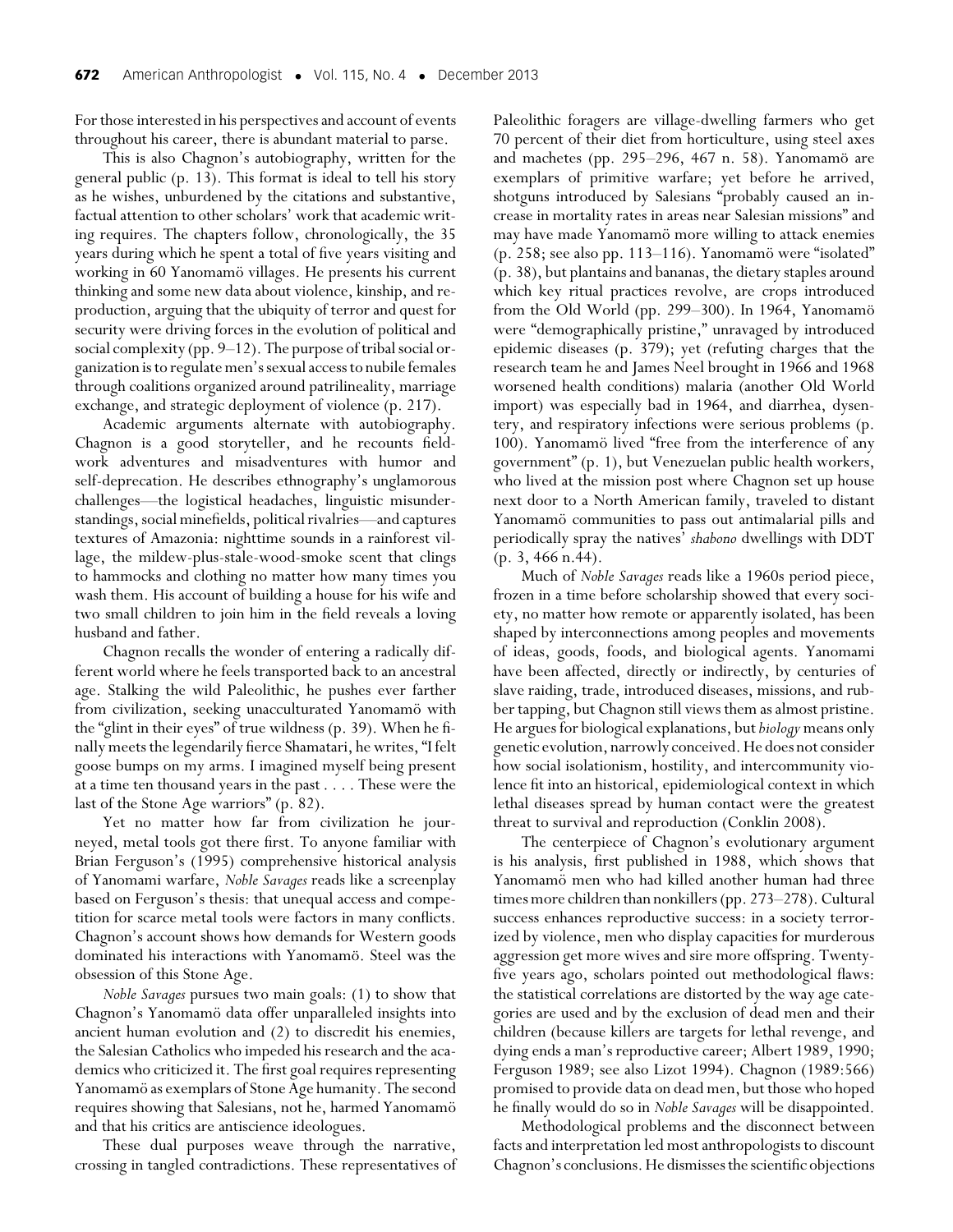For those interested in his perspectives and account of events throughout his career, there is abundant material to parse.

This is also Chagnon's autobiography, written for the general public (p. 13). This format is ideal to tell his story as he wishes, unburdened by the citations and substantive, factual attention to other scholars' work that academic writing requires. The chapters follow, chronologically, the 35 years during which he spent a total of five years visiting and working in 60 Yanomamö villages. He presents his current thinking and some new data about violence, kinship, and reproduction, arguing that the ubiquity of terror and quest for security were driving forces in the evolution of political and social complexity (pp. 9–12). The purpose of tribal social organization is to regulate men's sexual access to nubile females through coalitions organized around patrilineality, marriage exchange, and strategic deployment of violence (p. 217).

Academic arguments alternate with autobiography. Chagnon is a good storyteller, and he recounts fieldwork adventures and misadventures with humor and self-deprecation. He describes ethnography's unglamorous challenges—the logistical headaches, linguistic misunderstandings, social minefields, political rivalries—and captures textures of Amazonia: nighttime sounds in a rainforest village, the mildew-plus-stale-wood-smoke scent that clings to hammocks and clothing no matter how many times you wash them. His account of building a house for his wife and two small children to join him in the field reveals a loving husband and father.

Chagnon recalls the wonder of entering a radically different world where he feels transported back to an ancestral age. Stalking the wild Paleolithic, he pushes ever farther from civilization, seeking unacculturated Yanomamö with the "glint in their eyes" of true wildness (p. 39). When he finally meets the legendarily fierce Shamatari, he writes, "I felt goose bumps on my arms. I imagined myself being present at a time ten thousand years in the past . . . . These were the last of the Stone Age warriors" (p. 82).

Yet no matter how far from civilization he journeyed, metal tools got there first. To anyone familiar with Brian Ferguson's (1995) comprehensive historical analysis of Yanomami warfare, *Noble Savages* reads like a screenplay based on Ferguson's thesis: that unequal access and competition for scarce metal tools were factors in many conflicts. Chagnon's account shows how demands for Western goods dominated his interactions with Yanomamö. Steel was the obsession of this Stone Age.

*Noble Savages* pursues two main goals: (1) to show that Chagnon's Yanomamö data offer unparalleled insights into ancient human evolution and (2) to discredit his enemies, the Salesian Catholics who impeded his research and the academics who criticized it. The first goal requires representing Yanomamö as exemplars of Stone Age humanity. The second requires showing that Salesians, not he, harmed Yanomamö and that his critics are antiscience ideologues.

These dual purposes weave through the narrative, crossing in tangled contradictions. These representatives of Paleolithic foragers are village-dwelling farmers who get 70 percent of their diet from horticulture, using steel axes and machetes (pp. 295–296, 467 n. 58). Yanomamö are exemplars of primitive warfare; yet before he arrived, shotguns introduced by Salesians "probably caused an increase in mortality rates in areas near Salesian missions" and may have made Yanomamö more willing to attack enemies (p. 258; see also pp. 113–116). Yanomamö were "isolated" (p. 38), but plantains and bananas, the dietary staples around which key ritual practices revolve, are crops introduced from the Old World (pp. 299–300). In 1964, Yanomamö were "demographically pristine," unravaged by introduced epidemic diseases (p. 379); yet (refuting charges that the research team he and James Neel brought in 1966 and 1968 worsened health conditions) malaria (another Old World import) was especially bad in 1964, and diarrhea, dysentery, and respiratory infections were serious problems (p. 100). Yanomamö lived "free from the interference of any government" (p. 1), but Venezuelan public health workers, who lived at the mission post where Chagnon set up house next door to a North American family, traveled to distant Yanomamö communities to pass out antimalarial pills and periodically spray the natives' *shabono* dwellings with DDT (p. 3, 466 n.44).

Much of *Noble Savages* reads like a 1960s period piece, frozen in a time before scholarship showed that every society, no matter how remote or apparently isolated, has been shaped by interconnections among peoples and movements of ideas, goods, foods, and biological agents. Yanomami have been affected, directly or indirectly, by centuries of slave raiding, trade, introduced diseases, missions, and rubber tapping, but Chagnon still views them as almost pristine. He argues for biological explanations, but *biology* means only genetic evolution, narrowly conceived. He does not consider how social isolationism, hostility, and intercommunity violence fit into an historical, epidemiological context in which lethal diseases spread by human contact were the greatest threat to survival and reproduction (Conklin 2008).

The centerpiece of Chagnon's evolutionary argument is his analysis, first published in 1988, which shows that Yanomamö men who had killed another human had three times more children than nonkillers (pp. 273–278). Cultural success enhances reproductive success: in a society terrorized by violence, men who display capacities for murderous aggression get more wives and sire more offspring. Twenty-five years ago, scholars pointed out methodological flaws: the statistical correlations are distorted by the way age categories are used and by the exclusion of dead men and their children (because killers are targets for lethal revenge, and dying ends a man's reproductive career; Albert 1989, 1990; Ferguson 1989; see also Lizot 1994). Chagnon (1989:566) promised to provide data on dead men, but those who hoped he finally would do so in *Noble Savages* will be disappointed.

Methodological problems and the disconnect between facts and interpretation led most anthropologists to discount Chagnon's conclusions. He dismisses the scientific objections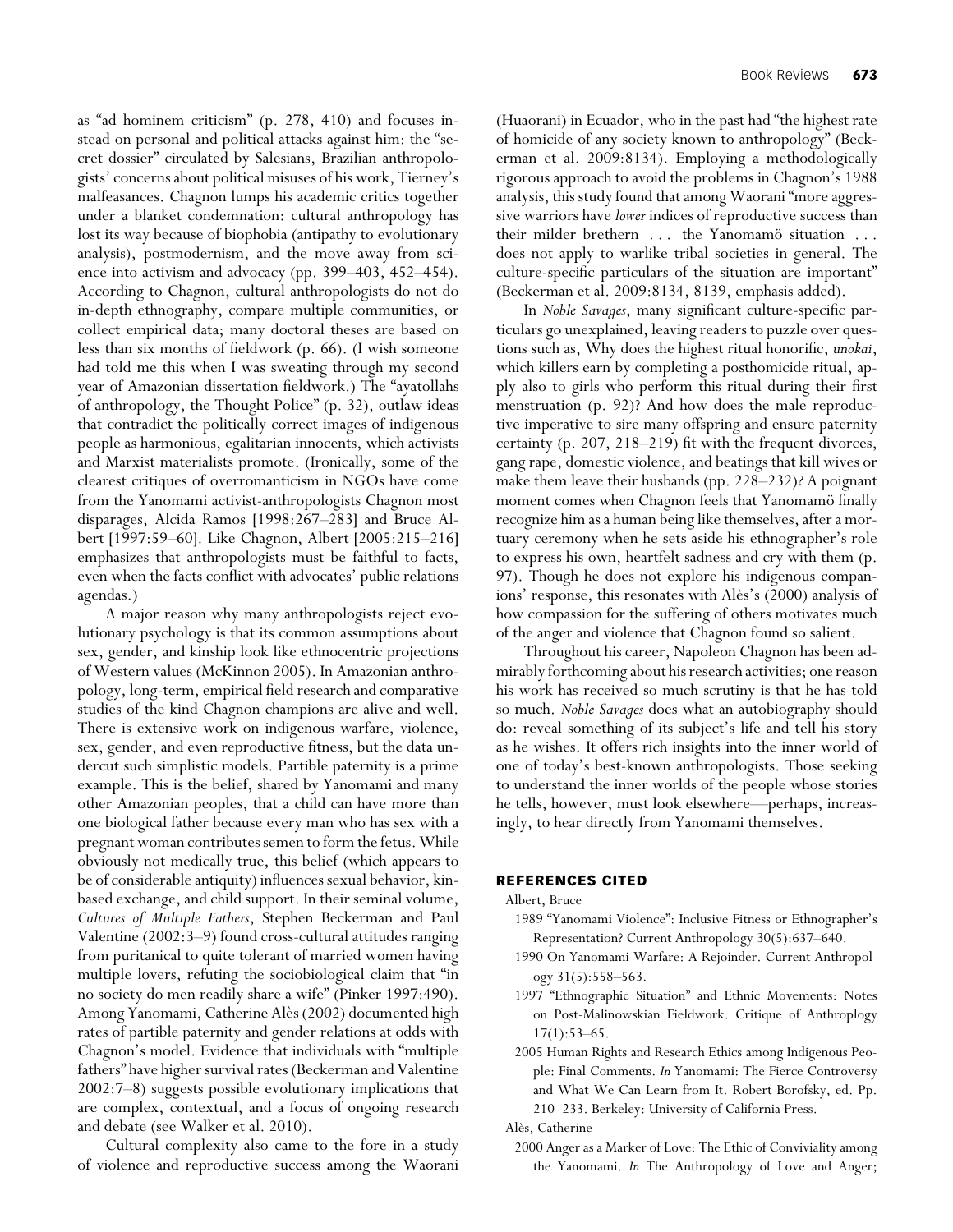as "ad hominem criticism" (p. 278, 410) and focuses instead on personal and political attacks against him: the "secret dossier" circulated by Salesians, Brazilian anthropologists' concerns about political misuses of his work, Tierney's malfeasances. Chagnon lumps his academic critics together under a blanket condemnation: cultural anthropology has lost its way because of biophobia (antipathy to evolutionary analysis), postmodernism, and the move away from science into activism and advocacy (pp. 399–403, 452–454). According to Chagnon, cultural anthropologists do not do in-depth ethnography, compare multiple communities, or collect empirical data; many doctoral theses are based on less than six months of fieldwork (p. 66). (I wish someone had told me this when I was sweating through my second year of Amazonian dissertation fieldwork.) The "ayatollahs of anthropology, the Thought Police" (p. 32), outlaw ideas that contradict the politically correct images of indigenous people as harmonious, egalitarian innocents, which activists and Marxist materialists promote. (Ironically, some of the clearest critiques of overromanticism in NGOs have come from the Yanomami activist-anthropologists Chagnon most disparages, Alcida Ramos [1998:267–283] and Bruce Albert [1997:59–60]. Like Chagnon, Albert [2005:215–216] emphasizes that anthropologists must be faithful to facts, even when the facts conflict with advocates' public relations agendas.)

A major reason why many anthropologists reject evolutionary psychology is that its common assumptions about sex, gender, and kinship look like ethnocentric projections of Western values (McKinnon 2005). In Amazonian anthropology, long-term, empirical field research and comparative studies of the kind Chagnon champions are alive and well. There is extensive work on indigenous warfare, violence, sex, gender, and even reproductive fitness, but the data undercut such simplistic models. Partible paternity is a prime example. This is the belief, shared by Yanomami and many other Amazonian peoples, that a child can have more than one biological father because every man who has sex with a pregnant woman contributes semen to form the fetus. While obviously not medically true, this belief (which appears to be of considerable antiquity) influences sexual behavior, kin-based exchange, and child support. In their seminal volume, *Cultures of Multiple Fathers*, Stephen Beckerman and Paul Valentine (2002:3–9) found cross-cultural attitudes ranging from puritanical to quite tolerant of married women having multiple lovers, refuting the sociobiological claim that "in no society do men readily share a wife" (Pinker 1997:490). Among Yanomami, Catherine Alès (2002) documented high rates of partible paternity and gender relations at odds with Chagnon's model. Evidence that individuals with "multiple fathers" have higher survival rates (Beckerman and Valentine 2002:7–8) suggests possible evolutionary implications that are complex, contextual, and a focus of ongoing research and debate (see Walker et al. 2010).

Cultural complexity also came to the fore in a study of violence and reproductive success among the Waorani (Huaorani) in Ecuador, who in the past had "the highest rate of homicide of any society known to anthropology" (Beckerman et al. 2009:8134). Employing a methodologically rigorous approach to avoid the problems in Chagnon's 1988 analysis, this study found that among Waorani "more aggressive warriors have *lower* indices of reproductive success than their milder brethern . . . the Yanomamö situation . . . does not apply to warlike tribal societies in general. The culture-specific particulars of the situation are important" (Beckerman et al. 2009:8134, 8139, emphasis added).

In *Noble Savages*, many significant culture-specific particulars go unexplained, leaving readers to puzzle over questions such as, Why does the highest ritual honorific, *unokai*, which killers earn by completing a posthomicide ritual, apply also to girls who perform this ritual during their first menstruation (p. 92)? And how does the male reproductive imperative to sire many offspring and ensure paternity certainty (p. 207, 218–219) fit with the frequent divorces, gang rape, domestic violence, and beatings that kill wives or make them leave their husbands (pp. 228–232)? A poignant moment comes when Chagnon feels that Yanomamö finally recognize him as a human being like themselves, after a mortuary ceremony when he sets aside his ethnographer's role to express his own, heartfelt sadness and cry with them (p. 97). Though he does not explore his indigenous companions' response, this resonates with Alès's (2000) analysis of how compassion for the suffering of others motivates much of the anger and violence that Chagnon found so salient.

Throughout his career, Napoleon Chagnon has been admirably forthcoming about his research activities; one reason his work has received so much scrutiny is that he has told so much. *Noble Savages* does what an autobiography should do: reveal something of its subject's life and tell his story as he wishes. It offers rich insights into the inner world of one of today's best-known anthropologists. Those seeking to understand the inner worlds of the people whose stories he tells, however, must look elsewhere—perhaps, increasingly, to hear directly from Yanomami themselves.

## REFERENCES CITED

Albert, Bruce

1989 "Yanomami Violence": Inclusive Fitness or Ethnographer's Representation? Current Anthropology 30(5):637–640.

1990 On Yanomami Warfare: A Rejoinder. Current Anthropology 31(5):558–563.

1997 "Ethnographic Situation" and Ethnic Movements: Notes on Post-Malinowskian Fieldwork. Critique of Anthroplogy 17(1):53–65.

2005 Human Rights and Research Ethics among Indigenous People: Final Comments. *In* Yanomami: The Fierce Controversy and What We Can Learn from It. Robert Borofsky, ed. Pp. 210–233. Berkeley: University of California Press.

Alès, Catherine

2000 Anger as a Marker of Love: The Ethic of Conviviality among the Yanomami. *In* The Anthropology of Love and Anger;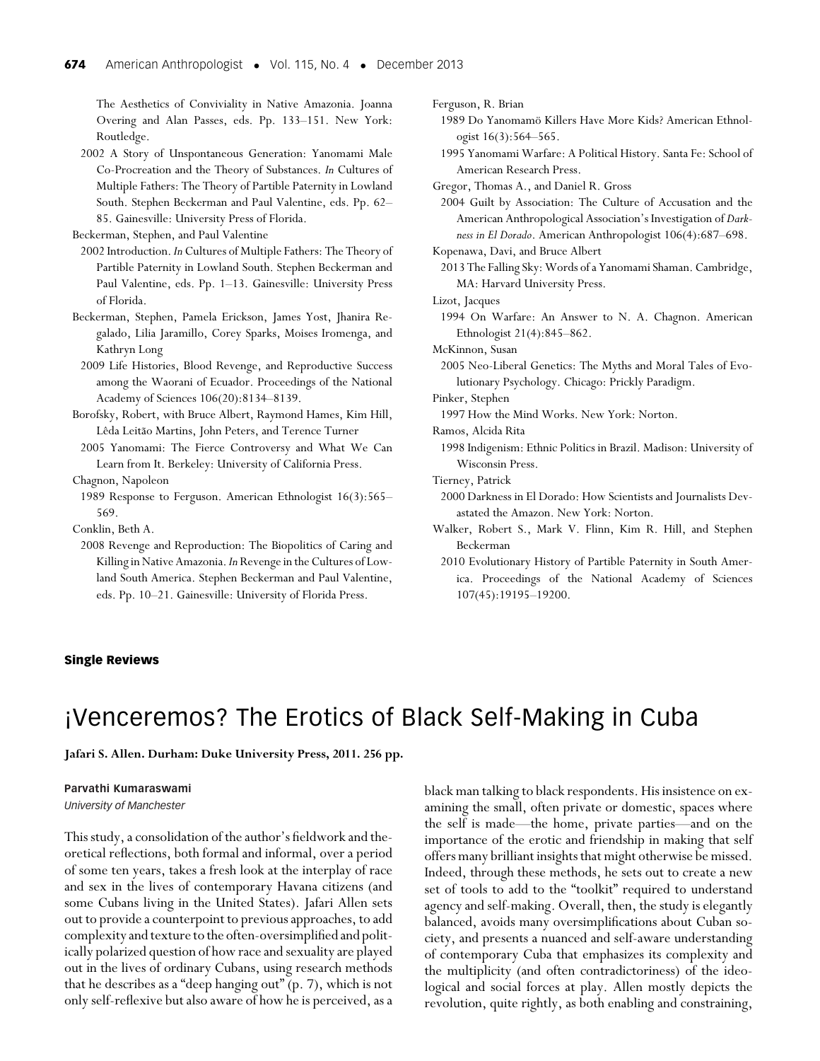The Aesthetics of Conviviality in Native Amazonia. Joanna Overing and Alan Passes, eds. Pp. 133–151. New York: Routledge.

2002 A Story of Unspontaneous Generation: Yanomami Male Co-Procreation and the Theory of Substances. *In* Cultures of Multiple Fathers: The Theory of Partible Paternity in Lowland South. Stephen Beckerman and Paul Valentine, eds. Pp. 62–85. Gainesville: University Press of Florida.

Beckerman, Stephen, and Paul Valentine

2002 Introduction. *In* Cultures of Multiple Fathers: The Theory of Partible Paternity in Lowland South. Stephen Beckerman and Paul Valentine, eds. Pp. 1–13. Gainesville: University Press of Florida.

Beckerman, Stephen, Pamela Erickson, James Yost, Jhanira Regalado, Lilia Jaramillo, Corey Sparks, Moises Iromenga, and Kathryn Long

2009 Life Histories, Blood Revenge, and Reproductive Success among the Waorani of Ecuador. Proceedings of the National Academy of Sciences 106(20):8134–8139.

Borofsky, Robert, with Bruce Albert, Raymond Hames, Kim Hill, Lêda Leitão Martins, John Peters, and Terence Turner

2005 Yanomami: The Fierce Controversy and What We Can Learn from It. Berkeley: University of California Press.

Chagnon, Napoleon

1989 Response to Ferguson. American Ethnologist 16(3):565–569.

Conklin, Beth A.

2008 Revenge and Reproduction: The Biopolitics of Caring and Killing in Native Amazonia. *In* Revenge in the Cultures of Lowland South America. Stephen Beckerman and Paul Valentine, eds. Pp. 10–21. Gainesville: University of Florida Press.

Ferguson, R. Brian

1989 Do Yanomamö Killers Have More Kids? American Ethnologist 16(3):564–565.

1995 Yanomami Warfare: A Political History. Santa Fe: School of American Research Press.

Gregor, Thomas A., and Daniel R. Gross

2004 Guilt by Association: The Culture of Accusation and the American Anthropological Association's Investigation of *Darkness in El Dorado*. American Anthropologist 106(4):687–698.

Kopenawa, Davi, and Bruce Albert

2013 The Falling Sky: Words of a Yanomami Shaman. Cambridge, MA: Harvard University Press.

Lizot, Jacques

1994 On Warfare: An Answer to N. A. Chagnon. American Ethnologist 21(4):845–862.

McKinnon, Susan

2005 Neo-Liberal Genetics: The Myths and Moral Tales of Evolutionary Psychology. Chicago: Prickly Paradigm.

Pinker, Stephen

1997 How the Mind Works. New York: Norton.

Ramos, Alcida Rita

1998 Indigenism: Ethnic Politics in Brazil. Madison: University of Wisconsin Press.

Tierney, Patrick

2000 Darkness in El Dorado: How Scientists and Journalists Devastated the Amazon. New York: Norton.

Walker, Robert S., Mark V. Flinn, Kim R. Hill, and Stephen Beckerman

2010 Evolutionary History of Partible Paternity in South America. Proceedings of the National Academy of Sciences 107(45):19195–19200.

## Single Reviews

# ¡Venceremos? The Erotics of Black Self-Making in Cuba

**Jafari S. Allen. Durham: Duke University Press, 2011. 256 pp.**

**Parvathi Kumaraswami**
*University of Manchester*

This study, a consolidation of the author's fieldwork and theoretical reflections, both formal and informal, over a period of some ten years, takes a fresh look at the interplay of race and sex in the lives of contemporary Havana citizens (and some Cubans living in the United States). Jafari Allen sets out to provide a counterpoint to previous approaches, to add complexity and texture to the often-oversimplified and politically polarized question of how race and sexuality are played out in the lives of ordinary Cubans, using research methods that he describes as a "deep hanging out" (p. 7), which is not only self-reflexive but also aware of how he is perceived, as a black man talking to black respondents. His insistence on examining the small, often private or domestic, spaces where the self is made—the home, private parties—and on the importance of the erotic and friendship in making that self offers many brilliant insights that might otherwise be missed. Indeed, through these methods, he sets out to create a new set of tools to add to the "toolkit" required to understand agency and self-making. Overall, then, the study is elegantly balanced, avoids many oversimplifications about Cuban society, and presents a nuanced and self-aware understanding of contemporary Cuba that emphasizes its complexity and the multiplicity (and often contradictoriness) of the ideological and social forces at play. Allen mostly depicts the revolution, quite rightly, as both enabling and constraining,